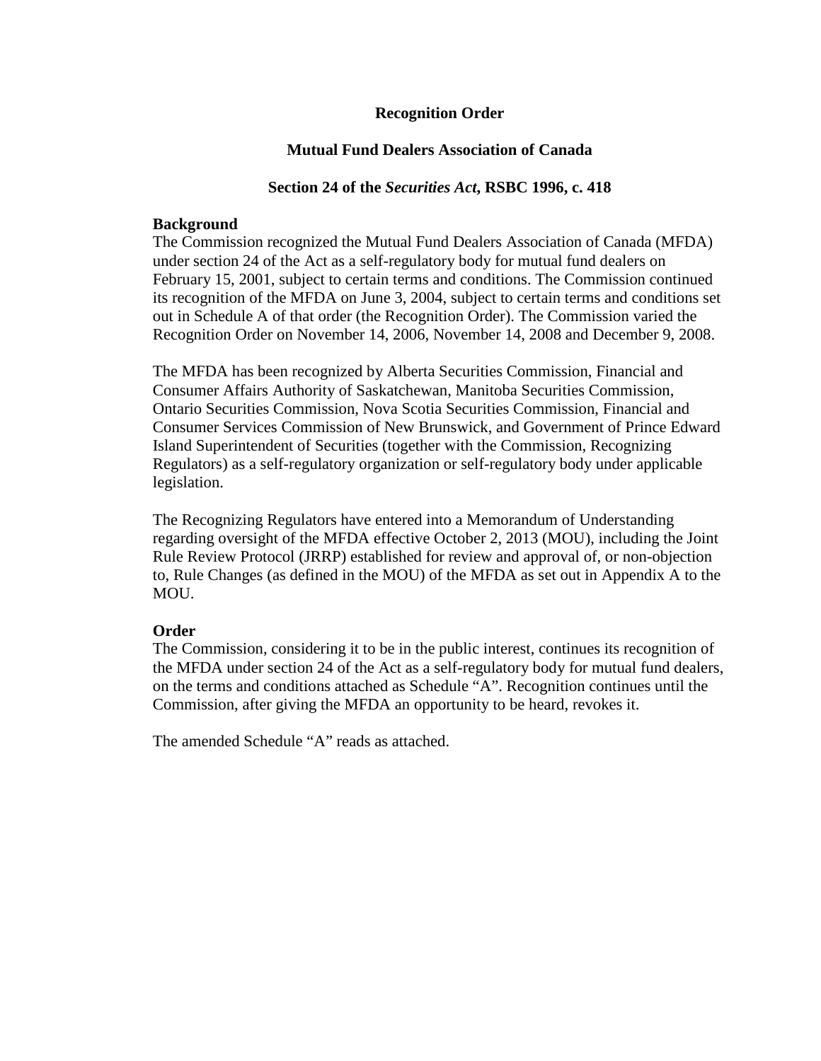# Recognition Order

## Mutual Fund Dealers Association of Canada

## Section 24 of the *Securities Act*, RSBC 1996, c. 418

**Background**

The Commission recognized the Mutual Fund Dealers Association of Canada (MFDA) under section 24 of the Act as a self-regulatory body for mutual fund dealers on February 15, 2001, subject to certain terms and conditions. The Commission continued its recognition of the MFDA on June 3, 2004, subject to certain terms and conditions set out in Schedule A of that order (the Recognition Order). The Commission varied the Recognition Order on November 14, 2006, November 14, 2008 and December 9, 2008.

The MFDA has been recognized by Alberta Securities Commission, Financial and Consumer Affairs Authority of Saskatchewan, Manitoba Securities Commission, Ontario Securities Commission, Nova Scotia Securities Commission, Financial and Consumer Services Commission of New Brunswick, and Government of Prince Edward Island Superintendent of Securities (together with the Commission, Recognizing Regulators) as a self-regulatory organization or self-regulatory body under applicable legislation.

The Recognizing Regulators have entered into a Memorandum of Understanding regarding oversight of the MFDA effective October 2, 2013 (MOU), including the Joint Rule Review Protocol (JRRP) established for review and approval of, or non-objection to, Rule Changes (as defined in the MOU) of the MFDA as set out in Appendix A to the MOU.

**Order**

The Commission, considering it to be in the public interest, continues its recognition of the MFDA under section 24 of the Act as a self-regulatory body for mutual fund dealers, on the terms and conditions attached as Schedule "A". Recognition continues until the Commission, after giving the MFDA an opportunity to be heard, revokes it.

The amended Schedule "A" reads as attached.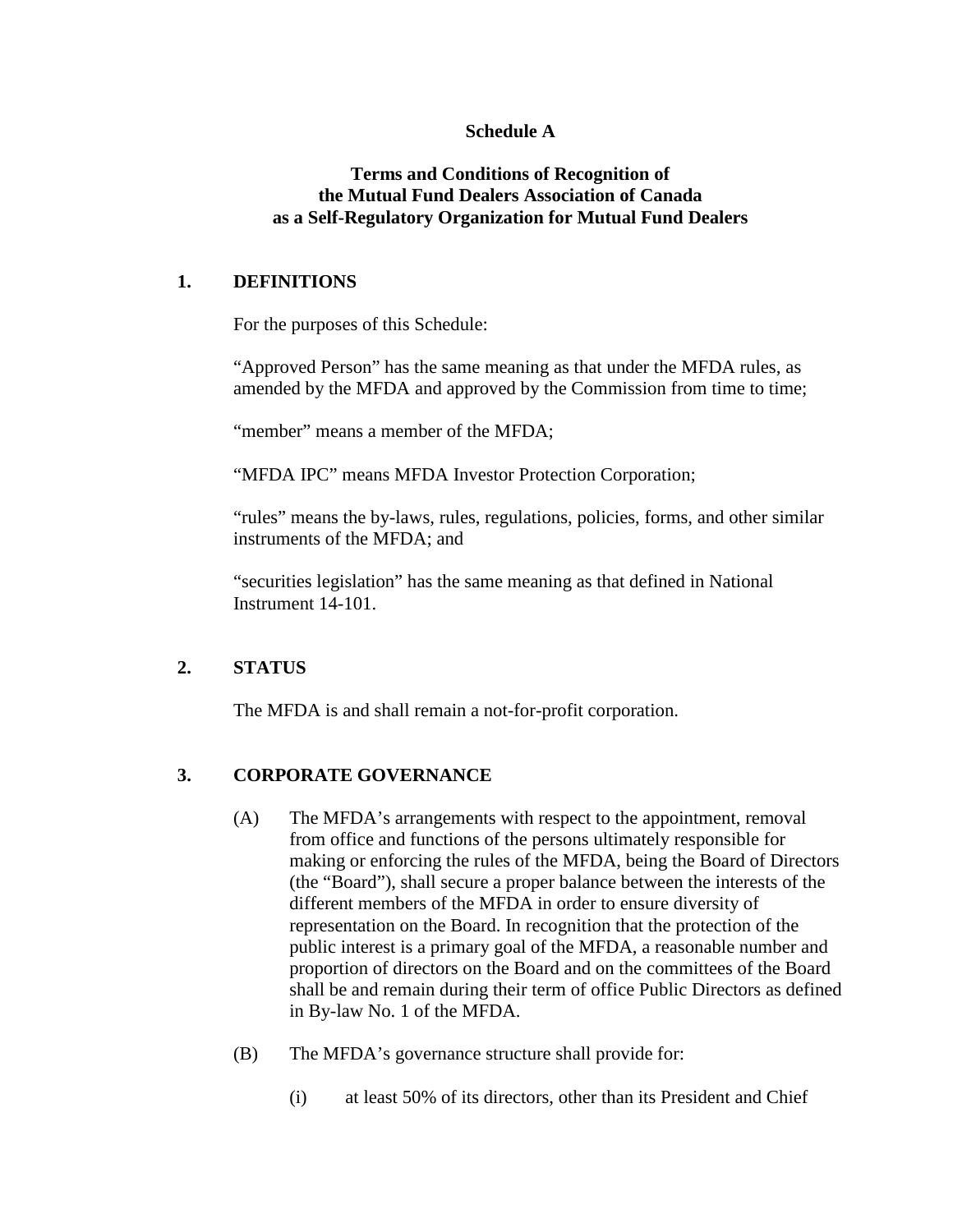**Schedule A**

**Terms and Conditions of Recognition of the Mutual Fund Dealers Association of Canada as a Self-Regulatory Organization for Mutual Fund Dealers**

## 1. DEFINITIONS

For the purposes of this Schedule:

"Approved Person" has the same meaning as that under the MFDA rules, as amended by the MFDA and approved by the Commission from time to time;

"member" means a member of the MFDA;

"MFDA IPC" means MFDA Investor Protection Corporation;

"rules" means the by-laws, rules, regulations, policies, forms, and other similar instruments of the MFDA; and

"securities legislation" has the same meaning as that defined in National Instrument 14-101.

## 2. STATUS

The MFDA is and shall remain a not-for-profit corporation.

## 3. CORPORATE GOVERNANCE

(A) The MFDA's arrangements with respect to the appointment, removal from office and functions of the persons ultimately responsible for making or enforcing the rules of the MFDA, being the Board of Directors (the "Board"), shall secure a proper balance between the interests of the different members of the MFDA in order to ensure diversity of representation on the Board. In recognition that the protection of the public interest is a primary goal of the MFDA, a reasonable number and proportion of directors on the Board and on the committees of the Board shall be and remain during their term of office Public Directors as defined in By-law No. 1 of the MFDA.

(B) The MFDA's governance structure shall provide for:

(i) at least 50% of its directors, other than its President and Chief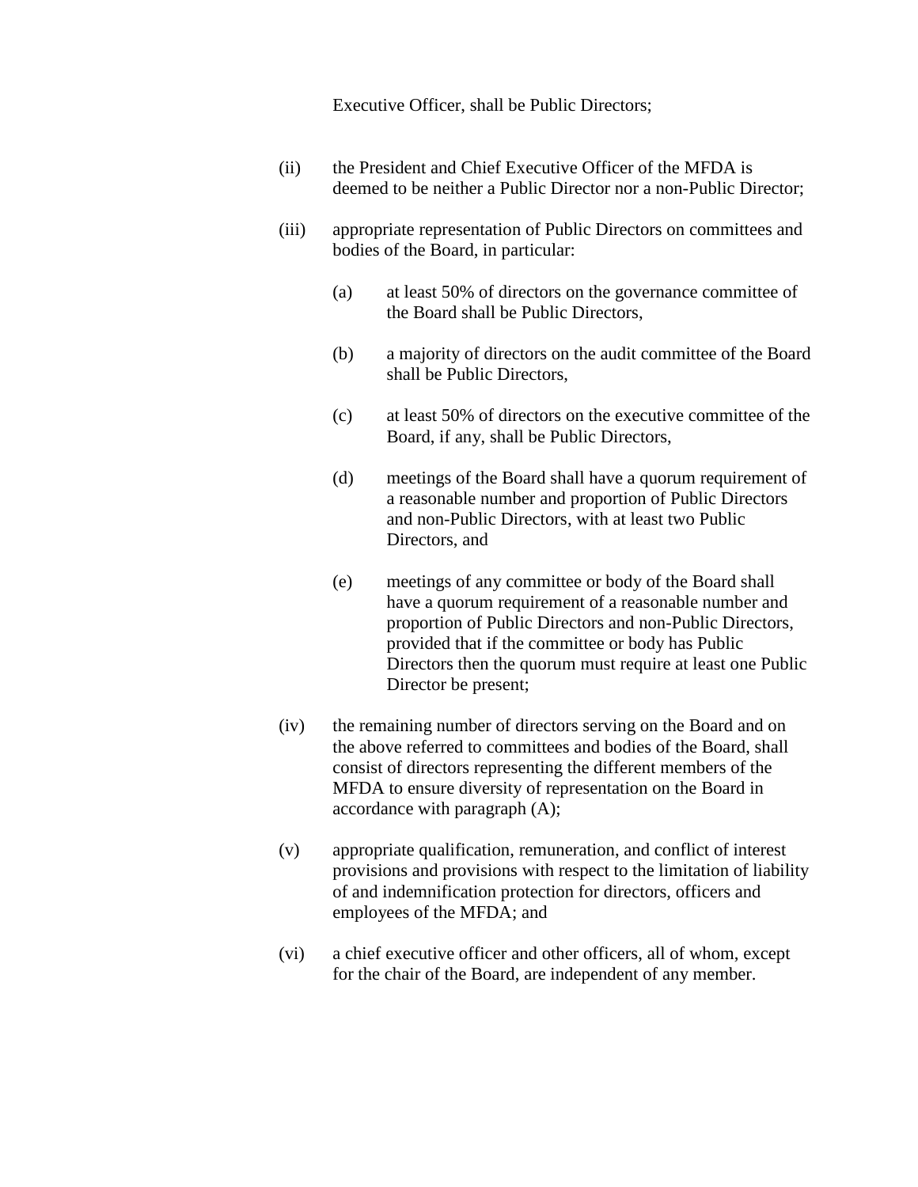Executive Officer, shall be Public Directors;

(ii) the President and Chief Executive Officer of the MFDA is deemed to be neither a Public Director nor a non-Public Director;

(iii) appropriate representation of Public Directors on committees and bodies of the Board, in particular:

  (a) at least 50% of directors on the governance committee of the Board shall be Public Directors,

  (b) a majority of directors on the audit committee of the Board shall be Public Directors,

  (c) at least 50% of directors on the executive committee of the Board, if any, shall be Public Directors,

  (d) meetings of the Board shall have a quorum requirement of a reasonable number and proportion of Public Directors and non-Public Directors, with at least two Public Directors, and

  (e) meetings of any committee or body of the Board shall have a quorum requirement of a reasonable number and proportion of Public Directors and non-Public Directors, provided that if the committee or body has Public Directors then the quorum must require at least one Public Director be present;

(iv) the remaining number of directors serving on the Board and on the above referred to committees and bodies of the Board, shall consist of directors representing the different members of the MFDA to ensure diversity of representation on the Board in accordance with paragraph (A);

(v) appropriate qualification, remuneration, and conflict of interest provisions and provisions with respect to the limitation of liability of and indemnification protection for directors, officers and employees of the MFDA; and

(vi) a chief executive officer and other officers, all of whom, except for the chair of the Board, are independent of any member.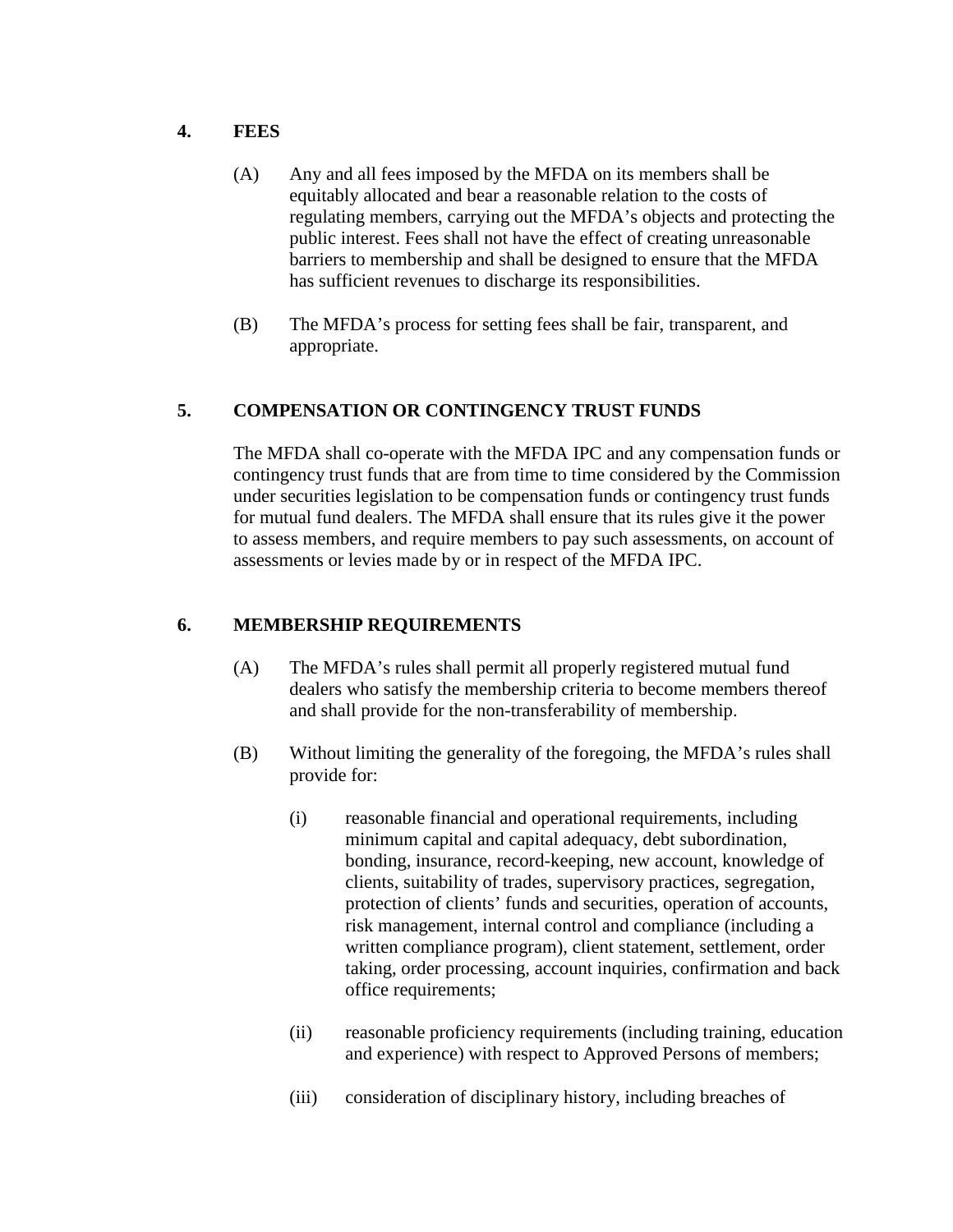## 4. FEES

(A) Any and all fees imposed by the MFDA on its members shall be equitably allocated and bear a reasonable relation to the costs of regulating members, carrying out the MFDA's objects and protecting the public interest. Fees shall not have the effect of creating unreasonable barriers to membership and shall be designed to ensure that the MFDA has sufficient revenues to discharge its responsibilities.

(B) The MFDA's process for setting fees shall be fair, transparent, and appropriate.

## 5. COMPENSATION OR CONTINGENCY TRUST FUNDS

The MFDA shall co-operate with the MFDA IPC and any compensation funds or contingency trust funds that are from time to time considered by the Commission under securities legislation to be compensation funds or contingency trust funds for mutual fund dealers. The MFDA shall ensure that its rules give it the power to assess members, and require members to pay such assessments, on account of assessments or levies made by or in respect of the MFDA IPC.

## 6. MEMBERSHIP REQUIREMENTS

(A) The MFDA's rules shall permit all properly registered mutual fund dealers who satisfy the membership criteria to become members thereof and shall provide for the non-transferability of membership.

(B) Without limiting the generality of the foregoing, the MFDA's rules shall provide for:

(i) reasonable financial and operational requirements, including minimum capital and capital adequacy, debt subordination, bonding, insurance, record-keeping, new account, knowledge of clients, suitability of trades, supervisory practices, segregation, protection of clients' funds and securities, operation of accounts, risk management, internal control and compliance (including a written compliance program), client statement, settlement, order taking, order processing, account inquiries, confirmation and back office requirements;

(ii) reasonable proficiency requirements (including training, education and experience) with respect to Approved Persons of members;

(iii) consideration of disciplinary history, including breaches of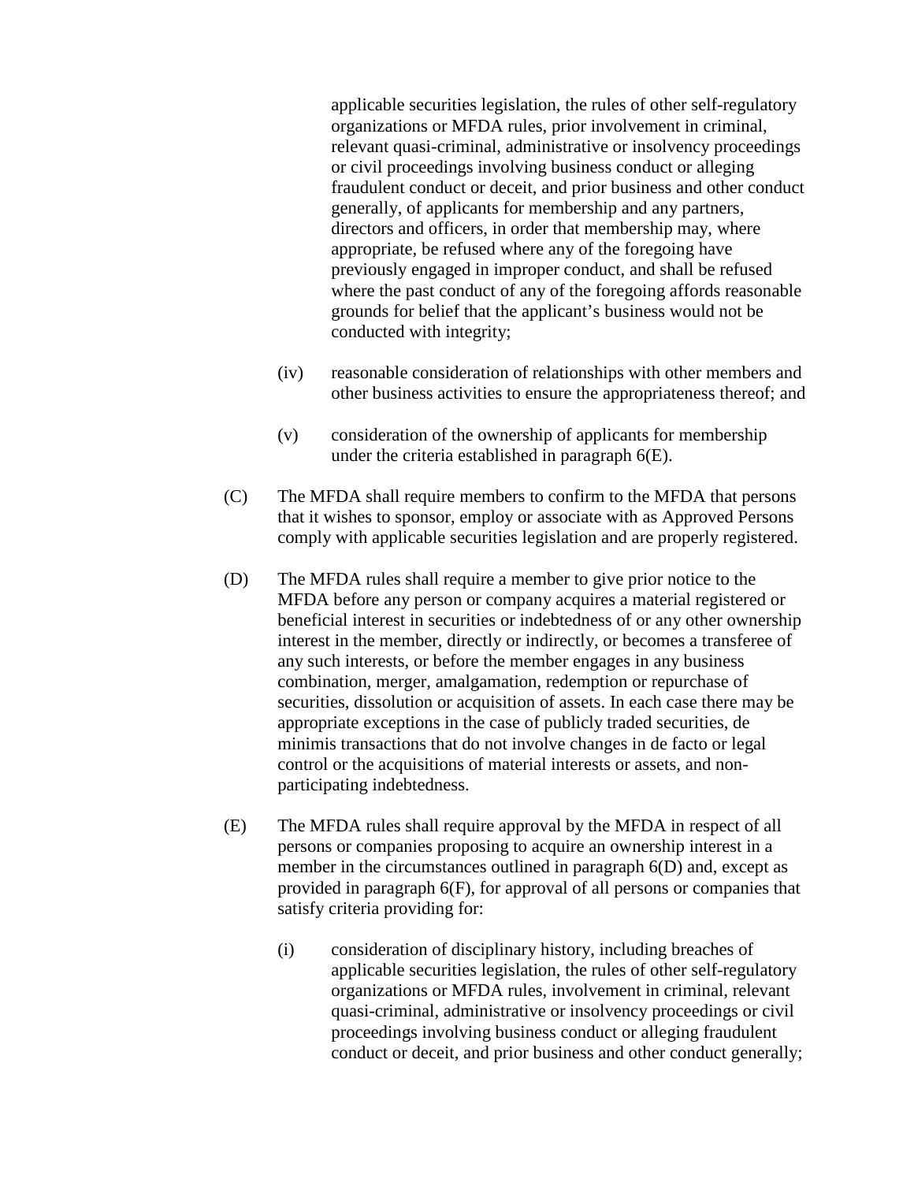applicable securities legislation, the rules of other self-regulatory organizations or MFDA rules, prior involvement in criminal, relevant quasi-criminal, administrative or insolvency proceedings or civil proceedings involving business conduct or alleging fraudulent conduct or deceit, and prior business and other conduct generally, of applicants for membership and any partners, directors and officers, in order that membership may, where appropriate, be refused where any of the foregoing have previously engaged in improper conduct, and shall be refused where the past conduct of any of the foregoing affords reasonable grounds for belief that the applicant's business would not be conducted with integrity;

(iv) reasonable consideration of relationships with other members and other business activities to ensure the appropriateness thereof; and

(v) consideration of the ownership of applicants for membership under the criteria established in paragraph 6(E).

(C) The MFDA shall require members to confirm to the MFDA that persons that it wishes to sponsor, employ or associate with as Approved Persons comply with applicable securities legislation and are properly registered.

(D) The MFDA rules shall require a member to give prior notice to the MFDA before any person or company acquires a material registered or beneficial interest in securities or indebtedness of or any other ownership interest in the member, directly or indirectly, or becomes a transferee of any such interests, or before the member engages in any business combination, merger, amalgamation, redemption or repurchase of securities, dissolution or acquisition of assets. In each case there may be appropriate exceptions in the case of publicly traded securities, de minimis transactions that do not involve changes in de facto or legal control or the acquisitions of material interests or assets, and non-participating indebtedness.

(E) The MFDA rules shall require approval by the MFDA in respect of all persons or companies proposing to acquire an ownership interest in a member in the circumstances outlined in paragraph 6(D) and, except as provided in paragraph 6(F), for approval of all persons or companies that satisfy criteria providing for:

(i) consideration of disciplinary history, including breaches of applicable securities legislation, the rules of other self-regulatory organizations or MFDA rules, involvement in criminal, relevant quasi-criminal, administrative or insolvency proceedings or civil proceedings involving business conduct or alleging fraudulent conduct or deceit, and prior business and other conduct generally;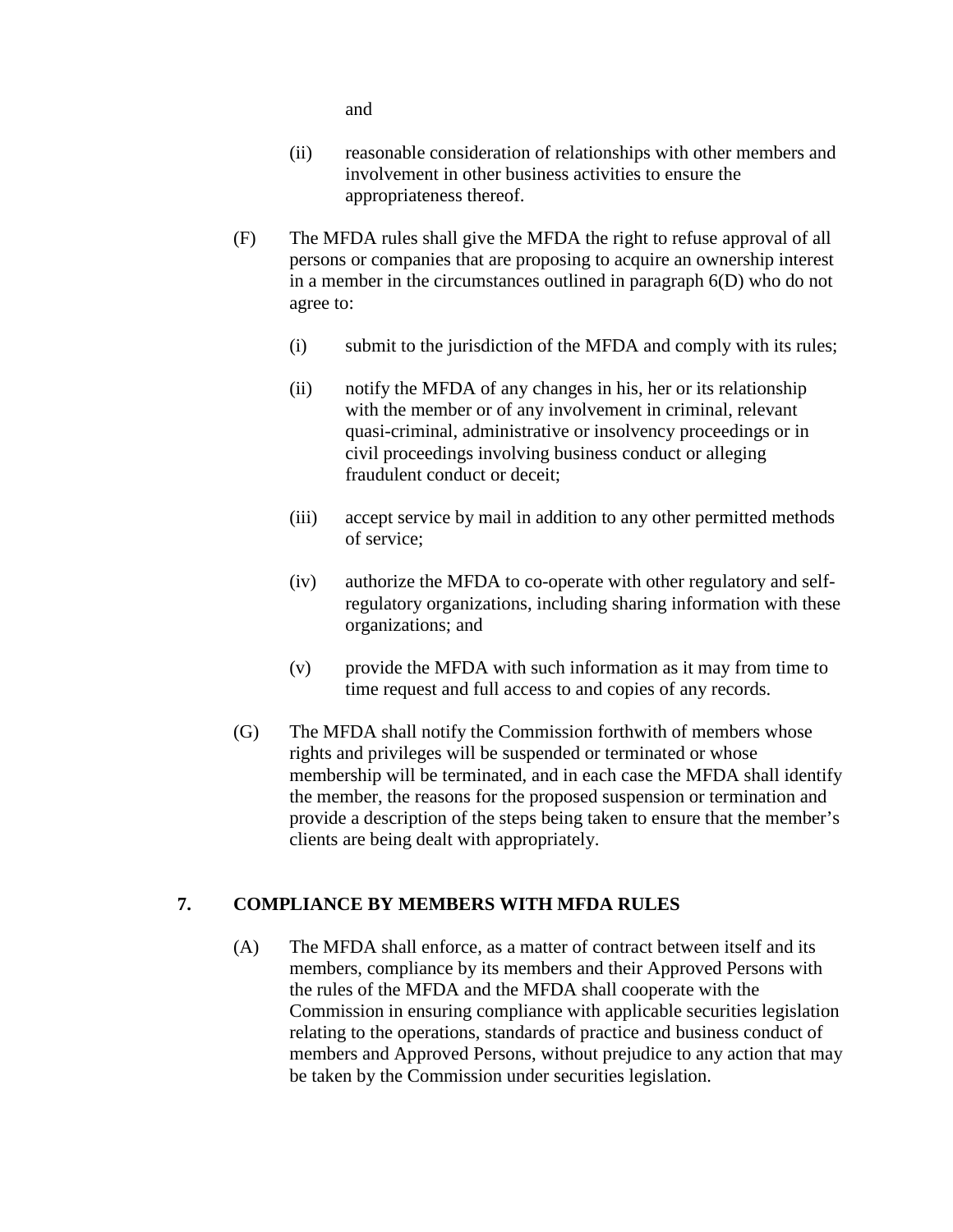and

(ii) reasonable consideration of relationships with other members and involvement in other business activities to ensure the appropriateness thereof.

(F) The MFDA rules shall give the MFDA the right to refuse approval of all persons or companies that are proposing to acquire an ownership interest in a member in the circumstances outlined in paragraph 6(D) who do not agree to:

(i) submit to the jurisdiction of the MFDA and comply with its rules;

(ii) notify the MFDA of any changes in his, her or its relationship with the member or of any involvement in criminal, relevant quasi-criminal, administrative or insolvency proceedings or in civil proceedings involving business conduct or alleging fraudulent conduct or deceit;

(iii) accept service by mail in addition to any other permitted methods of service;

(iv) authorize the MFDA to co-operate with other regulatory and self-regulatory organizations, including sharing information with these organizations; and

(v) provide the MFDA with such information as it may from time to time request and full access to and copies of any records.

(G) The MFDA shall notify the Commission forthwith of members whose rights and privileges will be suspended or terminated or whose membership will be terminated, and in each case the MFDA shall identify the member, the reasons for the proposed suspension or termination and provide a description of the steps being taken to ensure that the member's clients are being dealt with appropriately.

## 7. COMPLIANCE BY MEMBERS WITH MFDA RULES

(A) The MFDA shall enforce, as a matter of contract between itself and its members, compliance by its members and their Approved Persons with the rules of the MFDA and the MFDA shall cooperate with the Commission in ensuring compliance with applicable securities legislation relating to the operations, standards of practice and business conduct of members and Approved Persons, without prejudice to any action that may be taken by the Commission under securities legislation.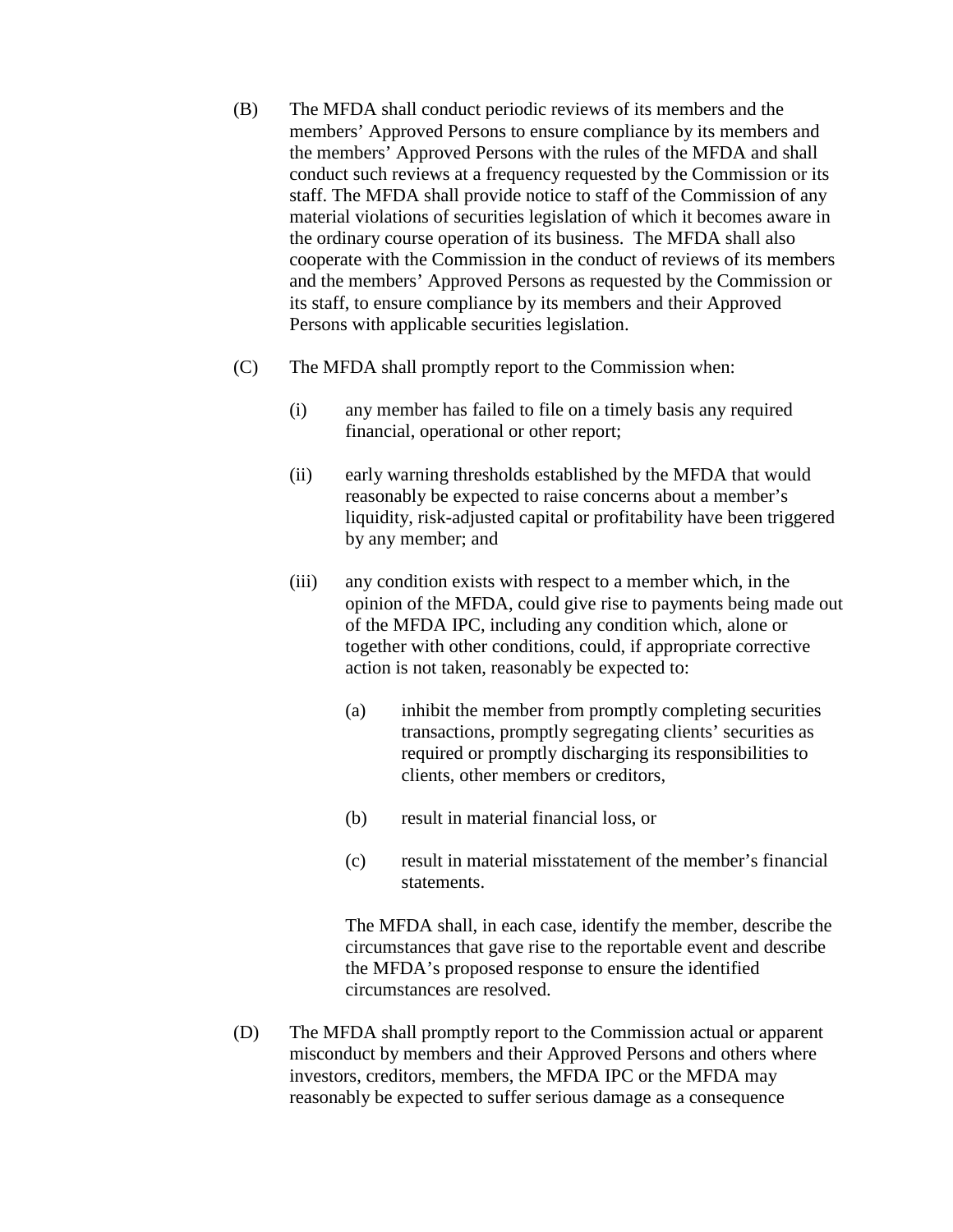(B) The MFDA shall conduct periodic reviews of its members and the members' Approved Persons to ensure compliance by its members and the members' Approved Persons with the rules of the MFDA and shall conduct such reviews at a frequency requested by the Commission or its staff. The MFDA shall provide notice to staff of the Commission of any material violations of securities legislation of which it becomes aware in the ordinary course operation of its business. The MFDA shall also cooperate with the Commission in the conduct of reviews of its members and the members' Approved Persons as requested by the Commission or its staff, to ensure compliance by its members and their Approved Persons with applicable securities legislation.

(C) The MFDA shall promptly report to the Commission when:

(i) any member has failed to file on a timely basis any required financial, operational or other report;

(ii) early warning thresholds established by the MFDA that would reasonably be expected to raise concerns about a member's liquidity, risk-adjusted capital or profitability have been triggered by any member; and

(iii) any condition exists with respect to a member which, in the opinion of the MFDA, could give rise to payments being made out of the MFDA IPC, including any condition which, alone or together with other conditions, could, if appropriate corrective action is not taken, reasonably be expected to:

(a) inhibit the member from promptly completing securities transactions, promptly segregating clients' securities as required or promptly discharging its responsibilities to clients, other members or creditors,

(b) result in material financial loss, or

(c) result in material misstatement of the member's financial statements.

The MFDA shall, in each case, identify the member, describe the circumstances that gave rise to the reportable event and describe the MFDA's proposed response to ensure the identified circumstances are resolved.

(D) The MFDA shall promptly report to the Commission actual or apparent misconduct by members and their Approved Persons and others where investors, creditors, members, the MFDA IPC or the MFDA may reasonably be expected to suffer serious damage as a consequence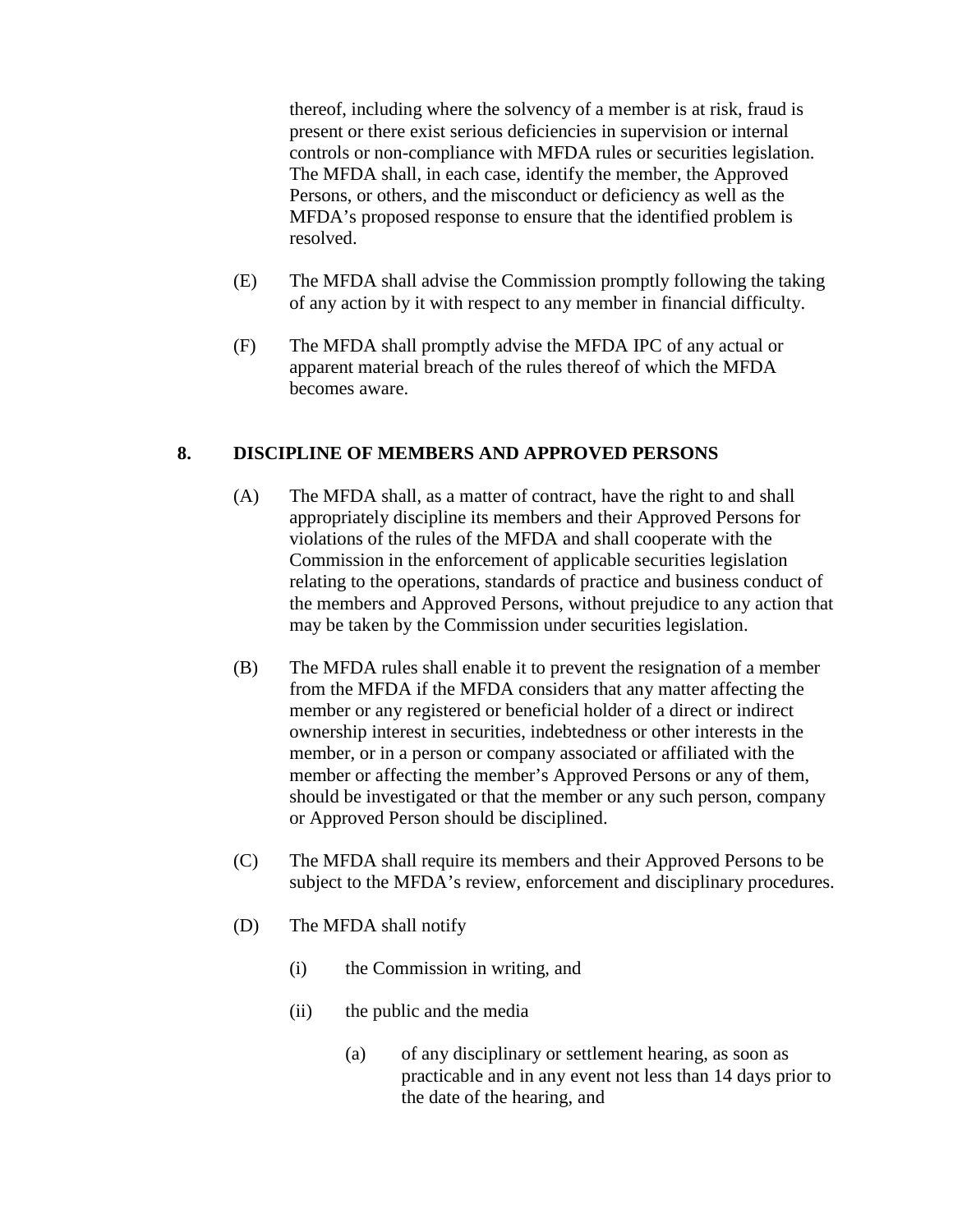thereof, including where the solvency of a member is at risk, fraud is present or there exist serious deficiencies in supervision or internal controls or non-compliance with MFDA rules or securities legislation. The MFDA shall, in each case, identify the member, the Approved Persons, or others, and the misconduct or deficiency as well as the MFDA's proposed response to ensure that the identified problem is resolved.

(E) The MFDA shall advise the Commission promptly following the taking of any action by it with respect to any member in financial difficulty.

(F) The MFDA shall promptly advise the MFDA IPC of any actual or apparent material breach of the rules thereof of which the MFDA becomes aware.

## 8. DISCIPLINE OF MEMBERS AND APPROVED PERSONS

(A) The MFDA shall, as a matter of contract, have the right to and shall appropriately discipline its members and their Approved Persons for violations of the rules of the MFDA and shall cooperate with the Commission in the enforcement of applicable securities legislation relating to the operations, standards of practice and business conduct of the members and Approved Persons, without prejudice to any action that may be taken by the Commission under securities legislation.

(B) The MFDA rules shall enable it to prevent the resignation of a member from the MFDA if the MFDA considers that any matter affecting the member or any registered or beneficial holder of a direct or indirect ownership interest in securities, indebtedness or other interests in the member, or in a person or company associated or affiliated with the member or affecting the member's Approved Persons or any of them, should be investigated or that the member or any such person, company or Approved Person should be disciplined.

(C) The MFDA shall require its members and their Approved Persons to be subject to the MFDA's review, enforcement and disciplinary procedures.

(D) The MFDA shall notify

(i) the Commission in writing, and

(ii) the public and the media

(a) of any disciplinary or settlement hearing, as soon as practicable and in any event not less than 14 days prior to the date of the hearing, and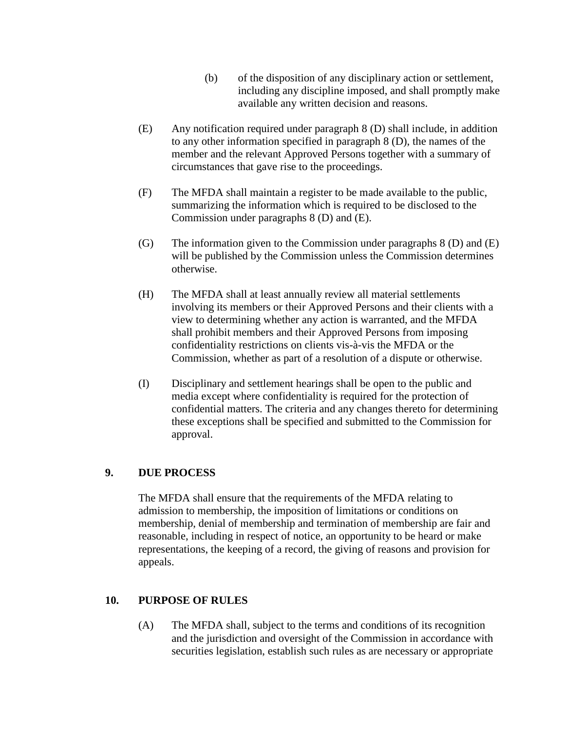(b) of the disposition of any disciplinary action or settlement, including any discipline imposed, and shall promptly make available any written decision and reasons.

(E) Any notification required under paragraph 8 (D) shall include, in addition to any other information specified in paragraph 8 (D), the names of the member and the relevant Approved Persons together with a summary of circumstances that gave rise to the proceedings.

(F) The MFDA shall maintain a register to be made available to the public, summarizing the information which is required to be disclosed to the Commission under paragraphs 8 (D) and (E).

(G) The information given to the Commission under paragraphs 8 (D) and (E) will be published by the Commission unless the Commission determines otherwise.

(H) The MFDA shall at least annually review all material settlements involving its members or their Approved Persons and their clients with a view to determining whether any action is warranted, and the MFDA shall prohibit members and their Approved Persons from imposing confidentiality restrictions on clients vis-à-vis the MFDA or the Commission, whether as part of a resolution of a dispute or otherwise.

(I) Disciplinary and settlement hearings shall be open to the public and media except where confidentiality is required for the protection of confidential matters. The criteria and any changes thereto for determining these exceptions shall be specified and submitted to the Commission for approval.

## 9. DUE PROCESS

The MFDA shall ensure that the requirements of the MFDA relating to admission to membership, the imposition of limitations or conditions on membership, denial of membership and termination of membership are fair and reasonable, including in respect of notice, an opportunity to be heard or make representations, the keeping of a record, the giving of reasons and provision for appeals.

## 10. PURPOSE OF RULES

(A) The MFDA shall, subject to the terms and conditions of its recognition and the jurisdiction and oversight of the Commission in accordance with securities legislation, establish such rules as are necessary or appropriate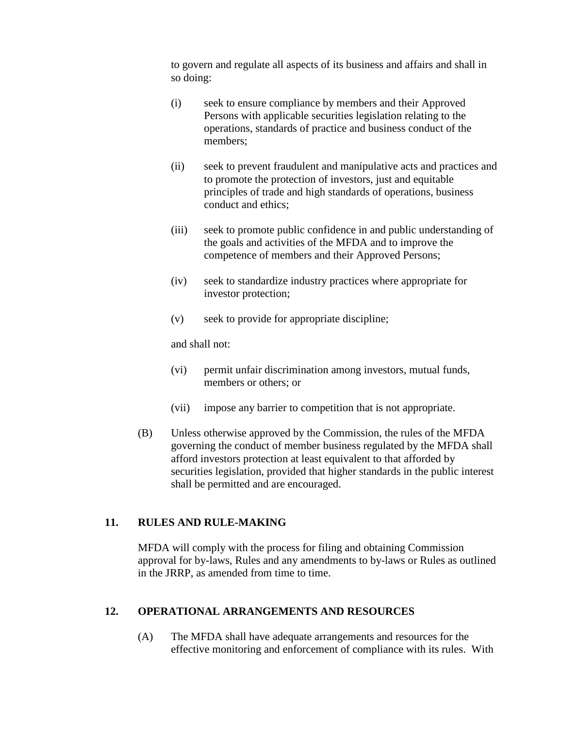to govern and regulate all aspects of its business and affairs and shall in so doing:

(i) seek to ensure compliance by members and their Approved Persons with applicable securities legislation relating to the operations, standards of practice and business conduct of the members;

(ii) seek to prevent fraudulent and manipulative acts and practices and to promote the protection of investors, just and equitable principles of trade and high standards of operations, business conduct and ethics;

(iii) seek to promote public confidence in and public understanding of the goals and activities of the MFDA and to improve the competence of members and their Approved Persons;

(iv) seek to standardize industry practices where appropriate for investor protection;

(v) seek to provide for appropriate discipline;

and shall not:

(vi) permit unfair discrimination among investors, mutual funds, members or others; or

(vii) impose any barrier to competition that is not appropriate.

(B) Unless otherwise approved by the Commission, the rules of the MFDA governing the conduct of member business regulated by the MFDA shall afford investors protection at least equivalent to that afforded by securities legislation, provided that higher standards in the public interest shall be permitted and are encouraged.

## 11. RULES AND RULE-MAKING

MFDA will comply with the process for filing and obtaining Commission approval for by-laws, Rules and any amendments to by-laws or Rules as outlined in the JRRP, as amended from time to time.

## 12. OPERATIONAL ARRANGEMENTS AND RESOURCES

(A) The MFDA shall have adequate arrangements and resources for the effective monitoring and enforcement of compliance with its rules. With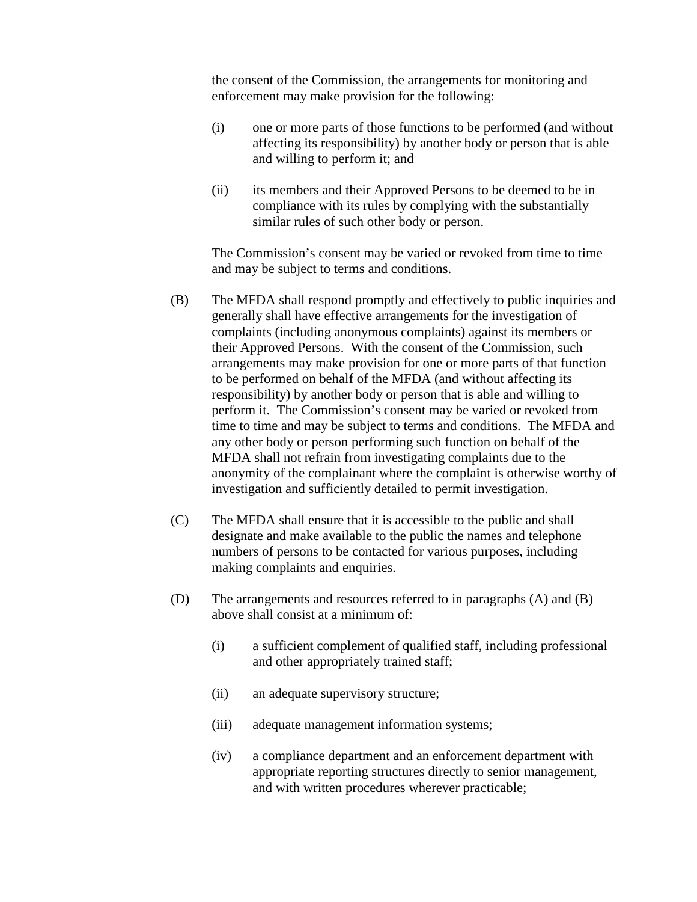the consent of the Commission, the arrangements for monitoring and enforcement may make provision for the following:

(i) one or more parts of those functions to be performed (and without affecting its responsibility) by another body or person that is able and willing to perform it; and

(ii) its members and their Approved Persons to be deemed to be in compliance with its rules by complying with the substantially similar rules of such other body or person.

The Commission's consent may be varied or revoked from time to time and may be subject to terms and conditions.

(B) The MFDA shall respond promptly and effectively to public inquiries and generally shall have effective arrangements for the investigation of complaints (including anonymous complaints) against its members or their Approved Persons. With the consent of the Commission, such arrangements may make provision for one or more parts of that function to be performed on behalf of the MFDA (and without affecting its responsibility) by another body or person that is able and willing to perform it. The Commission's consent may be varied or revoked from time to time and may be subject to terms and conditions. The MFDA and any other body or person performing such function on behalf of the MFDA shall not refrain from investigating complaints due to the anonymity of the complainant where the complaint is otherwise worthy of investigation and sufficiently detailed to permit investigation.

(C) The MFDA shall ensure that it is accessible to the public and shall designate and make available to the public the names and telephone numbers of persons to be contacted for various purposes, including making complaints and enquiries.

(D) The arrangements and resources referred to in paragraphs (A) and (B) above shall consist at a minimum of:

(i) a sufficient complement of qualified staff, including professional and other appropriately trained staff;

(ii) an adequate supervisory structure;

(iii) adequate management information systems;

(iv) a compliance department and an enforcement department with appropriate reporting structures directly to senior management, and with written procedures wherever practicable;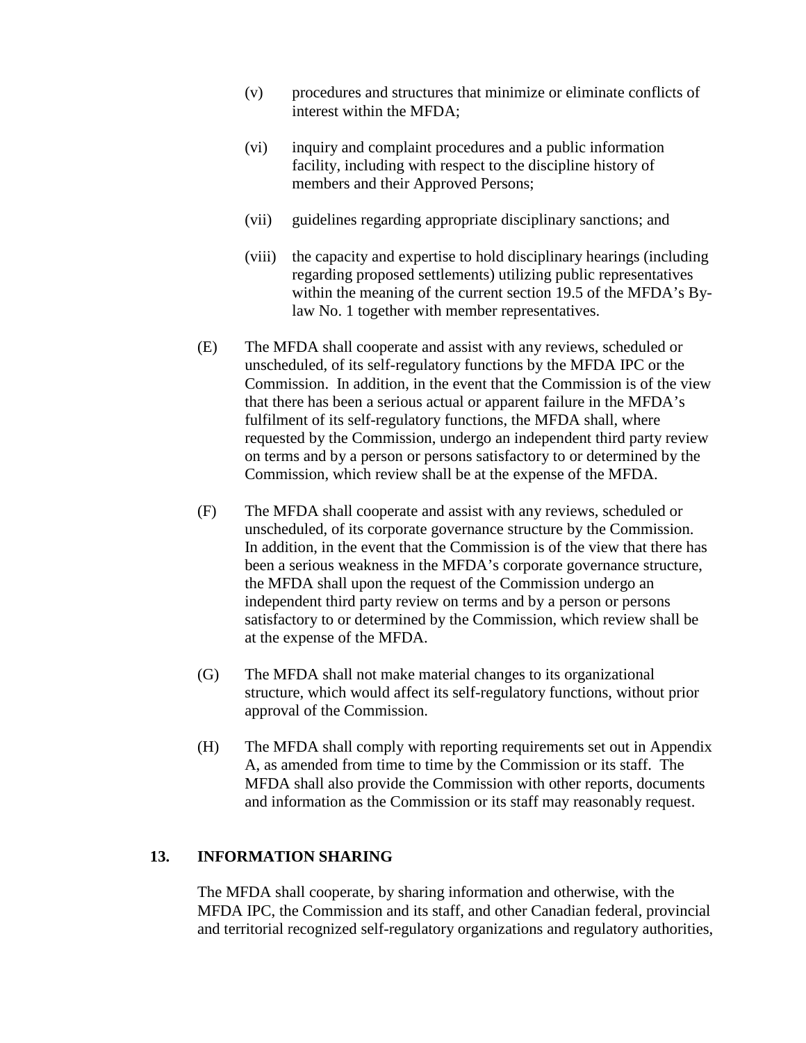(v) procedures and structures that minimize or eliminate conflicts of interest within the MFDA;

(vi) inquiry and complaint procedures and a public information facility, including with respect to the discipline history of members and their Approved Persons;

(vii) guidelines regarding appropriate disciplinary sanctions; and

(viii) the capacity and expertise to hold disciplinary hearings (including regarding proposed settlements) utilizing public representatives within the meaning of the current section 19.5 of the MFDA's By-law No. 1 together with member representatives.

(E) The MFDA shall cooperate and assist with any reviews, scheduled or unscheduled, of its self-regulatory functions by the MFDA IPC or the Commission. In addition, in the event that the Commission is of the view that there has been a serious actual or apparent failure in the MFDA's fulfilment of its self-regulatory functions, the MFDA shall, where requested by the Commission, undergo an independent third party review on terms and by a person or persons satisfactory to or determined by the Commission, which review shall be at the expense of the MFDA.

(F) The MFDA shall cooperate and assist with any reviews, scheduled or unscheduled, of its corporate governance structure by the Commission. In addition, in the event that the Commission is of the view that there has been a serious weakness in the MFDA's corporate governance structure, the MFDA shall upon the request of the Commission undergo an independent third party review on terms and by a person or persons satisfactory to or determined by the Commission, which review shall be at the expense of the MFDA.

(G) The MFDA shall not make material changes to its organizational structure, which would affect its self-regulatory functions, without prior approval of the Commission.

(H) The MFDA shall comply with reporting requirements set out in Appendix A, as amended from time to time by the Commission or its staff. The MFDA shall also provide the Commission with other reports, documents and information as the Commission or its staff may reasonably request.

## 13. INFORMATION SHARING

The MFDA shall cooperate, by sharing information and otherwise, with the MFDA IPC, the Commission and its staff, and other Canadian federal, provincial and territorial recognized self-regulatory organizations and regulatory authorities,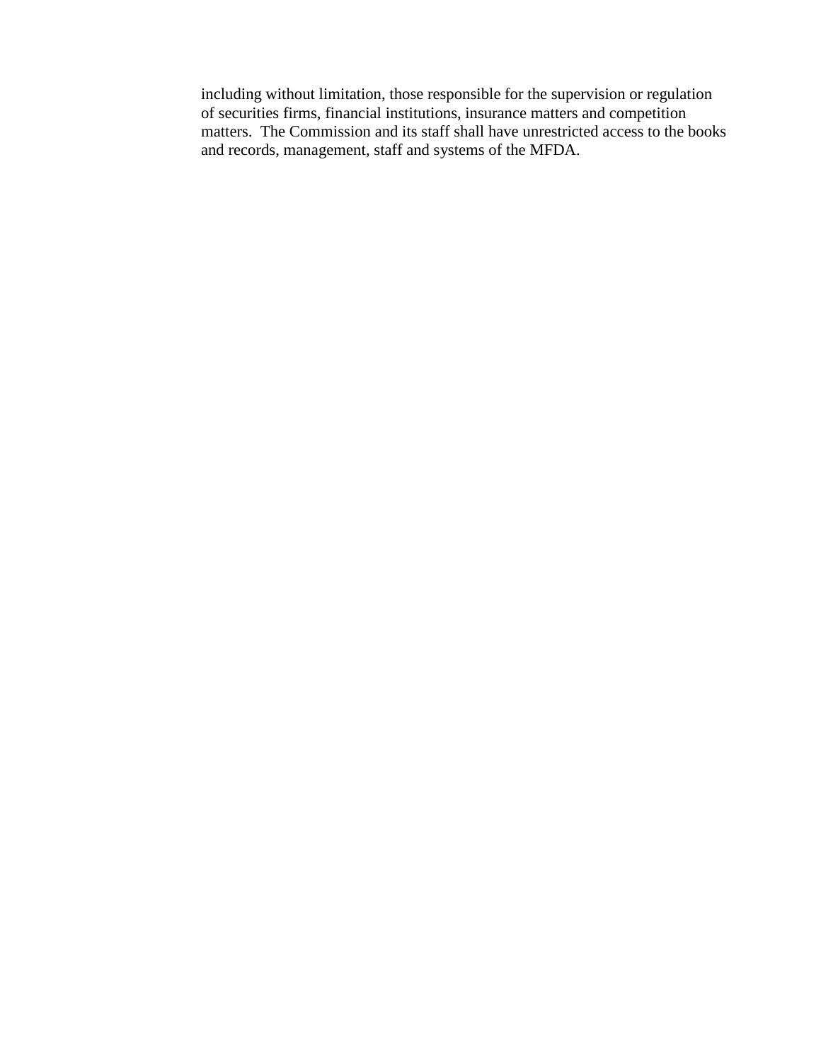including without limitation, those responsible for the supervision or regulation of securities firms, financial institutions, insurance matters and competition matters. The Commission and its staff shall have unrestricted access to the books and records, management, staff and systems of the MFDA.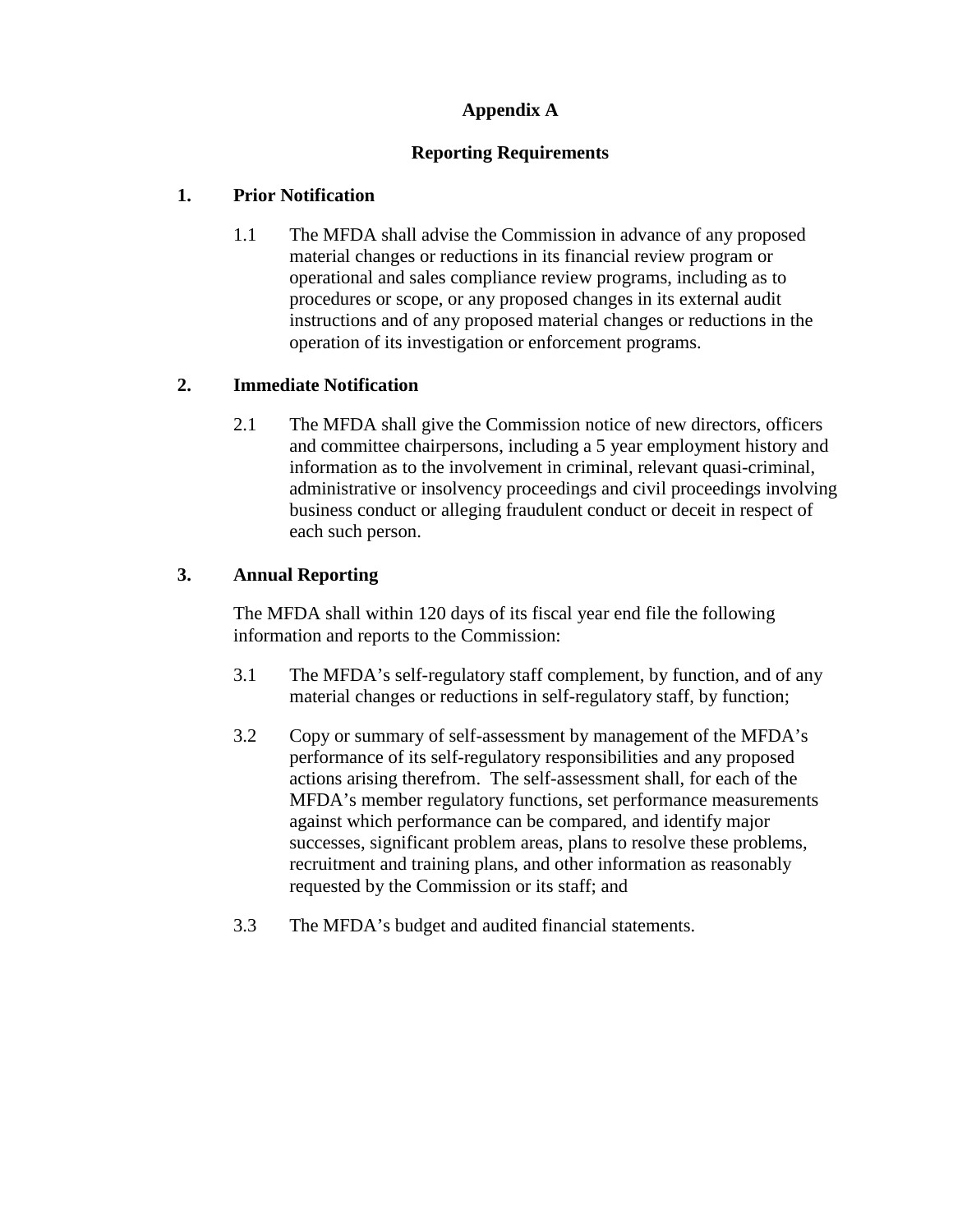# Appendix A

## Reporting Requirements

### 1. Prior Notification

1.1 The MFDA shall advise the Commission in advance of any proposed material changes or reductions in its financial review program or operational and sales compliance review programs, including as to procedures or scope, or any proposed changes in its external audit instructions and of any proposed material changes or reductions in the operation of its investigation or enforcement programs.

### 2. Immediate Notification

2.1 The MFDA shall give the Commission notice of new directors, officers and committee chairpersons, including a 5 year employment history and information as to the involvement in criminal, relevant quasi-criminal, administrative or insolvency proceedings and civil proceedings involving business conduct or alleging fraudulent conduct or deceit in respect of each such person.

### 3. Annual Reporting

The MFDA shall within 120 days of its fiscal year end file the following information and reports to the Commission:

3.1 The MFDA's self-regulatory staff complement, by function, and of any material changes or reductions in self-regulatory staff, by function;

3.2 Copy or summary of self-assessment by management of the MFDA's performance of its self-regulatory responsibilities and any proposed actions arising therefrom. The self-assessment shall, for each of the MFDA's member regulatory functions, set performance measurements against which performance can be compared, and identify major successes, significant problem areas, plans to resolve these problems, recruitment and training plans, and other information as reasonably requested by the Commission or its staff; and

3.3 The MFDA's budget and audited financial statements.